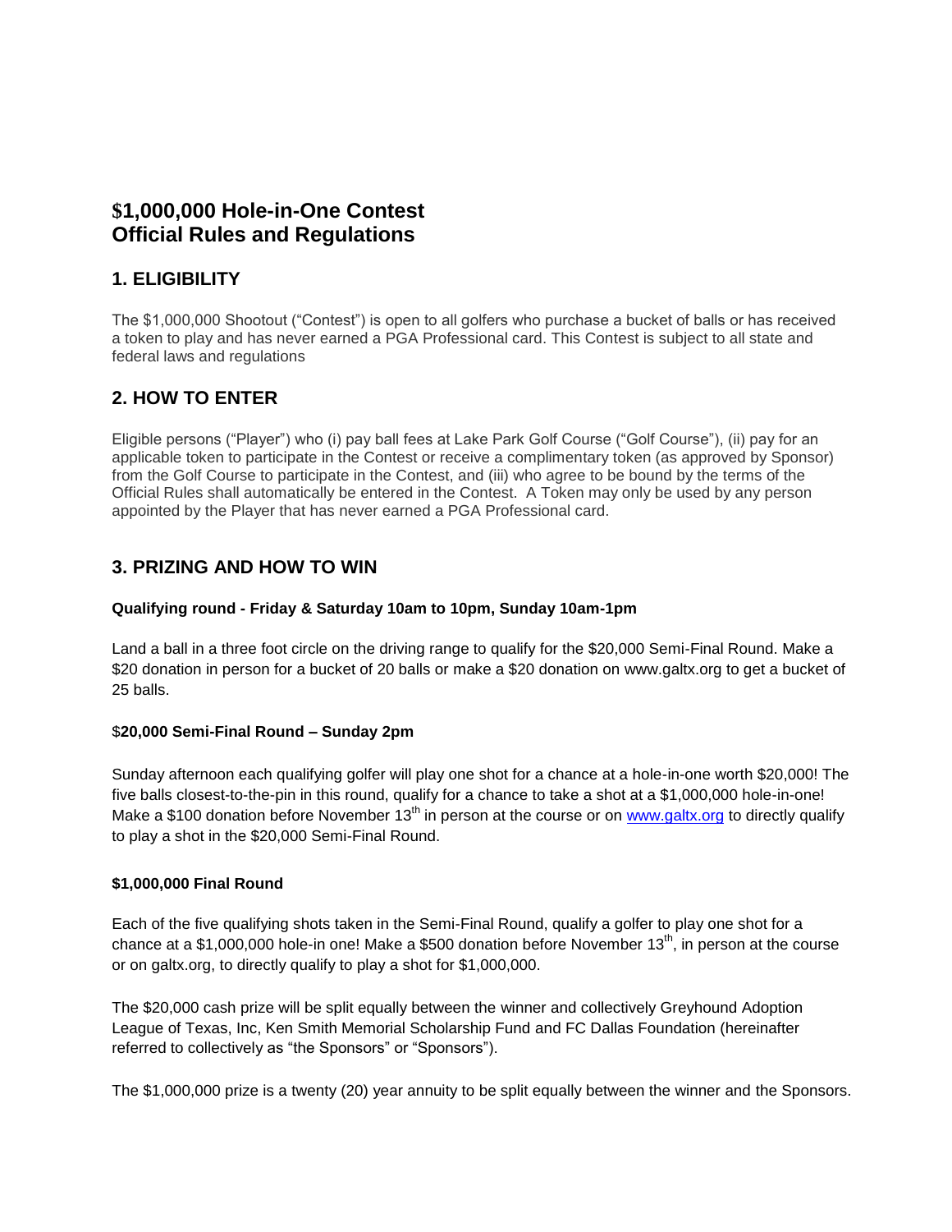# $1,000,000 Hole-in-One Contest
# Official Rules and Regulations

## 1. ELIGIBILITY

The $1,000,000 Shootout ("Contest") is open to all golfers who purchase a bucket of balls or has received a token to play and has never earned a PGA Professional card. This Contest is subject to all state and federal laws and regulations

## 2. HOW TO ENTER

Eligible persons ("Player") who (i) pay ball fees at Lake Park Golf Course ("Golf Course"), (ii) pay for an applicable token to participate in the Contest or receive a complimentary token (as approved by Sponsor) from the Golf Course to participate in the Contest, and (iii) who agree to be bound by the terms of the Official Rules shall automatically be entered in the Contest. A Token may only be used by any person appointed by the Player that has never earned a PGA Professional card.

## 3. PRIZING AND HOW TO WIN

**Qualifying round - Friday & Saturday 10am to 10pm, Sunday 10am-1pm**

Land a ball in a three foot circle on the driving range to qualify for the $20,000 Semi-Final Round. Make a $20 donation in person for a bucket of 20 balls or make a $20 donation on www.galtx.org to get a bucket of 25 balls.

**$20,000 Semi-Final Round – Sunday 2pm**

Sunday afternoon each qualifying golfer will play one shot for a chance at a hole-in-one worth $20,000! The five balls closest-to-the-pin in this round, qualify for a chance to take a shot at a $1,000,000 hole-in-one! Make a $100 donation before November 13th in person at the course or on www.galtx.org to directly qualify to play a shot in the $20,000 Semi-Final Round.

**$1,000,000 Final Round**

Each of the five qualifying shots taken in the Semi-Final Round, qualify a golfer to play one shot for a chance at a $1,000,000 hole-in one! Make a $500 donation before November 13th, in person at the course or on galtx.org, to directly qualify to play a shot for $1,000,000.

The $20,000 cash prize will be split equally between the winner and collectively Greyhound Adoption League of Texas, Inc, Ken Smith Memorial Scholarship Fund and FC Dallas Foundation (hereinafter referred to collectively as "the Sponsors" or "Sponsors").

The $1,000,000 prize is a twenty (20) year annuity to be split equally between the winner and the Sponsors.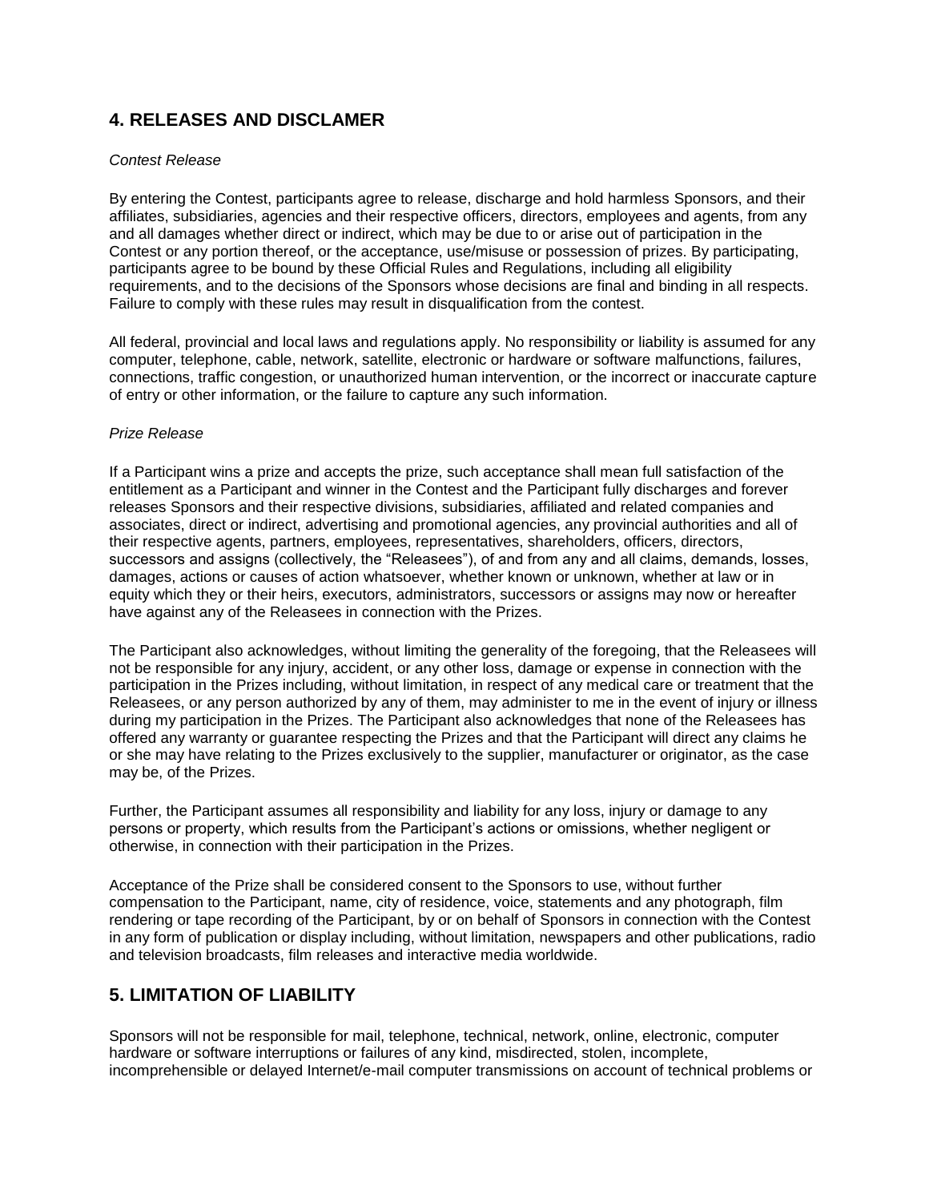## 4. RELEASES AND DISCLAMER

*Contest Release*

By entering the Contest, participants agree to release, discharge and hold harmless Sponsors, and their affiliates, subsidiaries, agencies and their respective officers, directors, employees and agents, from any and all damages whether direct or indirect, which may be due to or arise out of participation in the Contest or any portion thereof, or the acceptance, use/misuse or possession of prizes. By participating, participants agree to be bound by these Official Rules and Regulations, including all eligibility requirements, and to the decisions of the Sponsors whose decisions are final and binding in all respects. Failure to comply with these rules may result in disqualification from the contest.

All federal, provincial and local laws and regulations apply. No responsibility or liability is assumed for any computer, telephone, cable, network, satellite, electronic or hardware or software malfunctions, failures, connections, traffic congestion, or unauthorized human intervention, or the incorrect or inaccurate capture of entry or other information, or the failure to capture any such information.

*Prize Release*

If a Participant wins a prize and accepts the prize, such acceptance shall mean full satisfaction of the entitlement as a Participant and winner in the Contest and the Participant fully discharges and forever releases Sponsors and their respective divisions, subsidiaries, affiliated and related companies and associates, direct or indirect, advertising and promotional agencies, any provincial authorities and all of their respective agents, partners, employees, representatives, shareholders, officers, directors, successors and assigns (collectively, the "Releasees"), of and from any and all claims, demands, losses, damages, actions or causes of action whatsoever, whether known or unknown, whether at law or in equity which they or their heirs, executors, administrators, successors or assigns may now or hereafter have against any of the Releasees in connection with the Prizes.

The Participant also acknowledges, without limiting the generality of the foregoing, that the Releasees will not be responsible for any injury, accident, or any other loss, damage or expense in connection with the participation in the Prizes including, without limitation, in respect of any medical care or treatment that the Releasees, or any person authorized by any of them, may administer to me in the event of injury or illness during my participation in the Prizes. The Participant also acknowledges that none of the Releasees has offered any warranty or guarantee respecting the Prizes and that the Participant will direct any claims he or she may have relating to the Prizes exclusively to the supplier, manufacturer or originator, as the case may be, of the Prizes.

Further, the Participant assumes all responsibility and liability for any loss, injury or damage to any persons or property, which results from the Participant's actions or omissions, whether negligent or otherwise, in connection with their participation in the Prizes.

Acceptance of the Prize shall be considered consent to the Sponsors to use, without further compensation to the Participant, name, city of residence, voice, statements and any photograph, film rendering or tape recording of the Participant, by or on behalf of Sponsors in connection with the Contest in any form of publication or display including, without limitation, newspapers and other publications, radio and television broadcasts, film releases and interactive media worldwide.

## 5. LIMITATION OF LIABILITY

Sponsors will not be responsible for mail, telephone, technical, network, online, electronic, computer hardware or software interruptions or failures of any kind, misdirected, stolen, incomplete, incomprehensible or delayed Internet/e-mail computer transmissions on account of technical problems or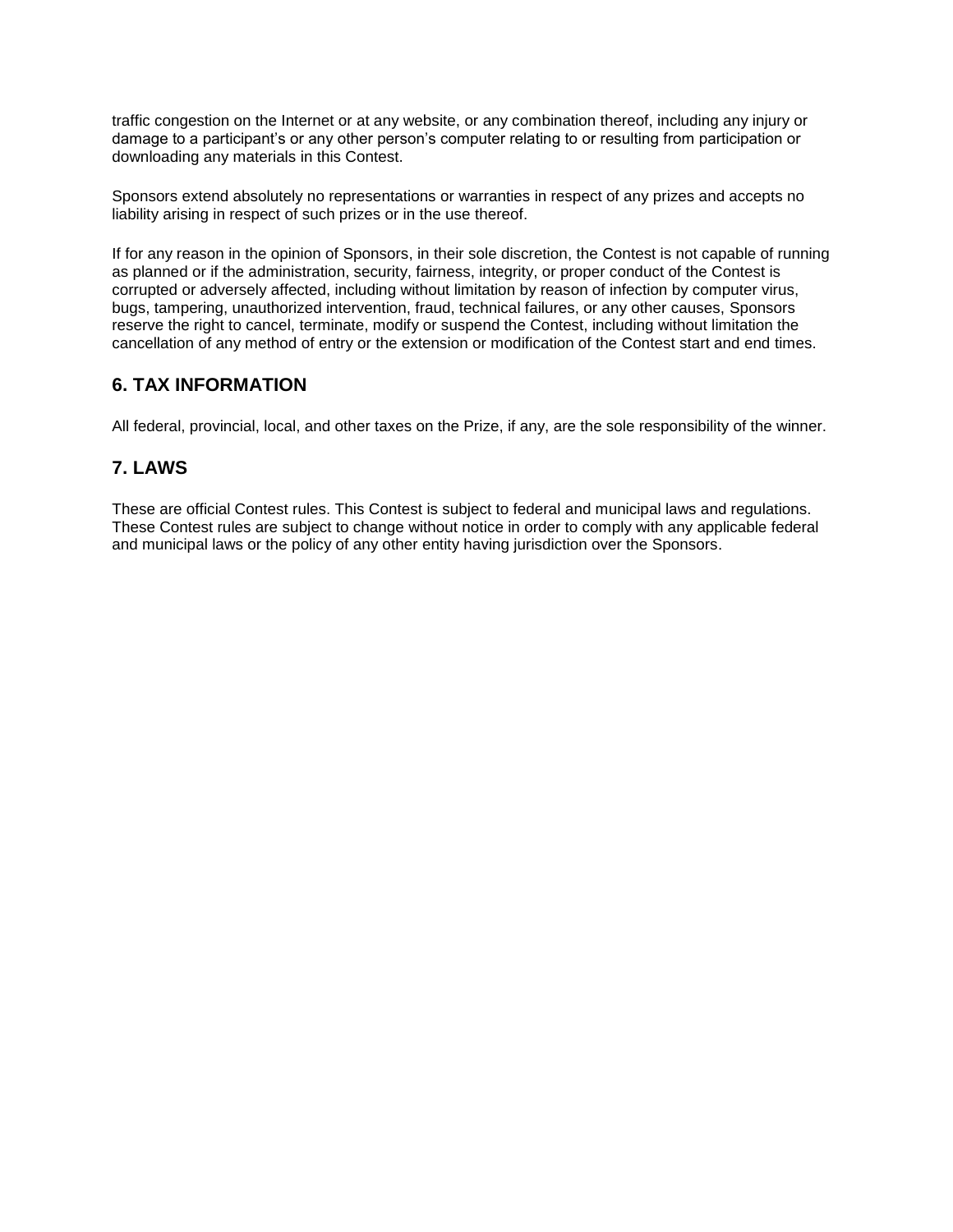traffic congestion on the Internet or at any website, or any combination thereof, including any injury or damage to a participant's or any other person's computer relating to or resulting from participation or downloading any materials in this Contest.

Sponsors extend absolutely no representations or warranties in respect of any prizes and accepts no liability arising in respect of such prizes or in the use thereof.

If for any reason in the opinion of Sponsors, in their sole discretion, the Contest is not capable of running as planned or if the administration, security, fairness, integrity, or proper conduct of the Contest is corrupted or adversely affected, including without limitation by reason of infection by computer virus, bugs, tampering, unauthorized intervention, fraud, technical failures, or any other causes, Sponsors reserve the right to cancel, terminate, modify or suspend the Contest, including without limitation the cancellation of any method of entry or the extension or modification of the Contest start and end times.

## 6. TAX INFORMATION

All federal, provincial, local, and other taxes on the Prize, if any, are the sole responsibility of the winner.

## 7. LAWS

These are official Contest rules. This Contest is subject to federal and municipal laws and regulations. These Contest rules are subject to change without notice in order to comply with any applicable federal and municipal laws or the policy of any other entity having jurisdiction over the Sponsors.